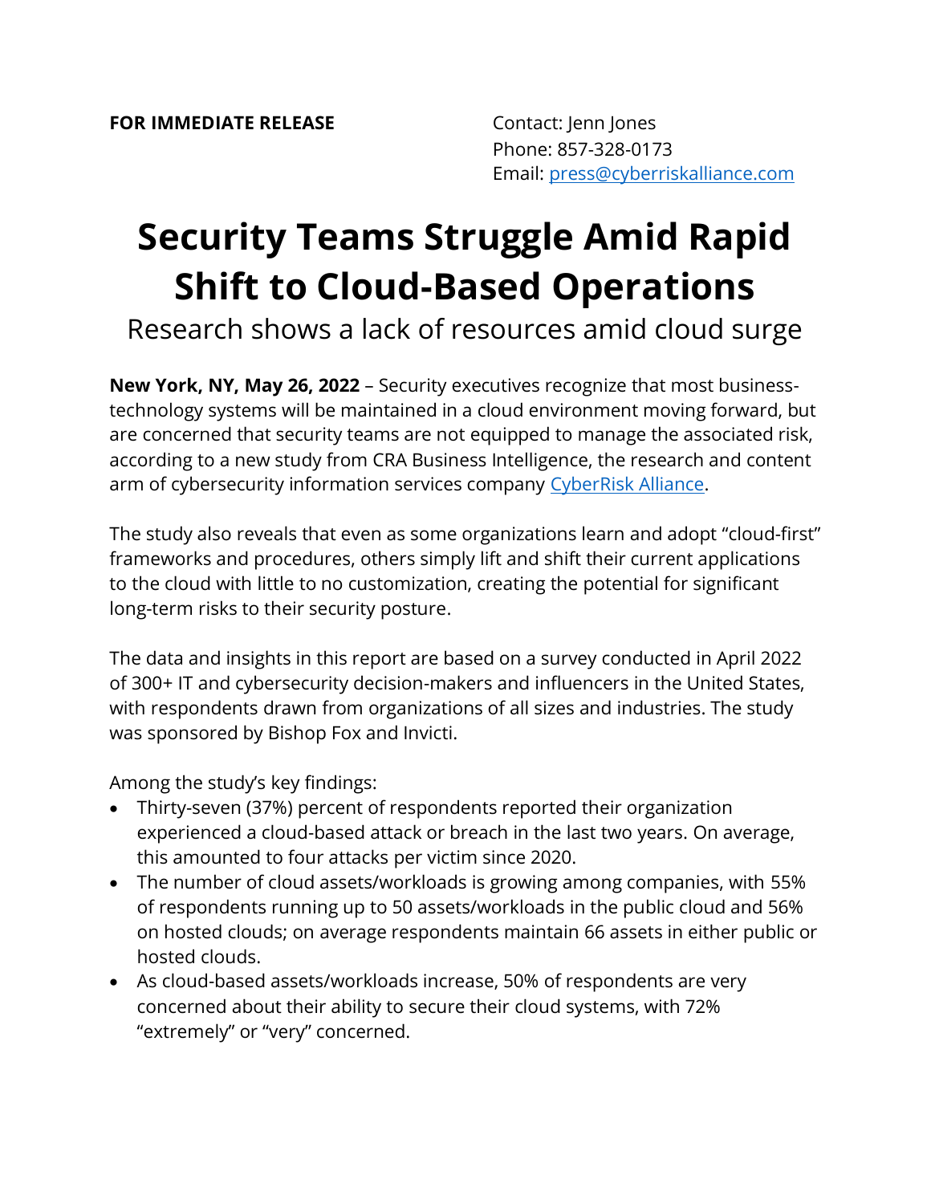**FOR IMMEDIATE RELEASE**

Contact: Jenn Jones
Phone: 857-328-0173
Email: press@cyberriskalliance.com

# Security Teams Struggle Amid Rapid Shift to Cloud-Based Operations

## Research shows a lack of resources amid cloud surge

**New York, NY, May 26, 2022** – Security executives recognize that most business-technology systems will be maintained in a cloud environment moving forward, but are concerned that security teams are not equipped to manage the associated risk, according to a new study from CRA Business Intelligence, the research and content arm of cybersecurity information services company CyberRisk Alliance.

The study also reveals that even as some organizations learn and adopt "cloud-first" frameworks and procedures, others simply lift and shift their current applications to the cloud with little to no customization, creating the potential for significant long-term risks to their security posture.

The data and insights in this report are based on a survey conducted in April 2022 of 300+ IT and cybersecurity decision-makers and influencers in the United States, with respondents drawn from organizations of all sizes and industries. The study was sponsored by Bishop Fox and Invicti.

Among the study's key findings:

- Thirty-seven (37%) percent of respondents reported their organization experienced a cloud-based attack or breach in the last two years. On average, this amounted to four attacks per victim since 2020.
- The number of cloud assets/workloads is growing among companies, with 55% of respondents running up to 50 assets/workloads in the public cloud and 56% on hosted clouds; on average respondents maintain 66 assets in either public or hosted clouds.
- As cloud-based assets/workloads increase, 50% of respondents are very concerned about their ability to secure their cloud systems, with 72% "extremely" or "very" concerned.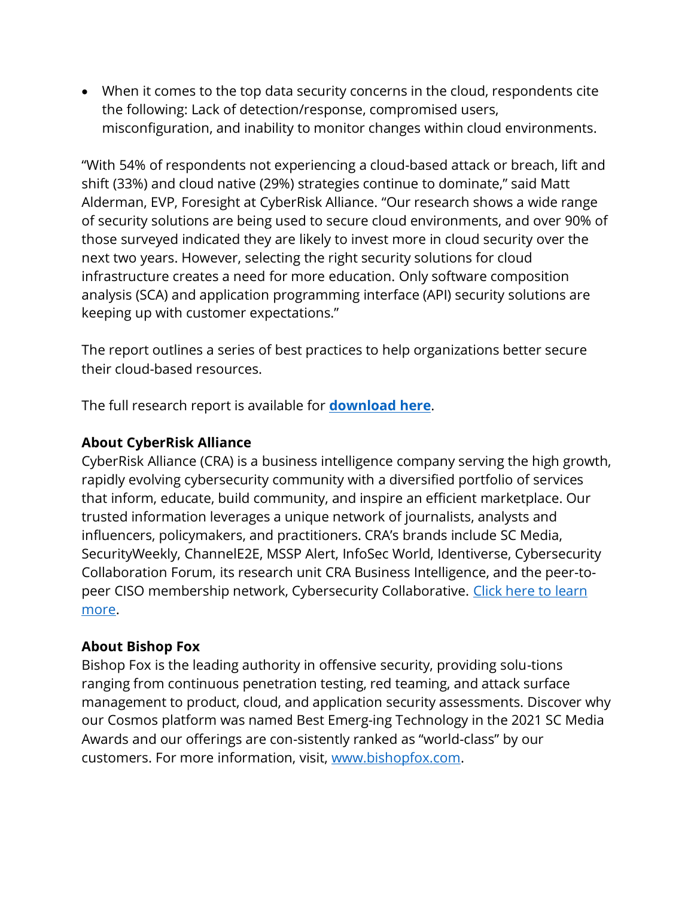- When it comes to the top data security concerns in the cloud, respondents cite the following: Lack of detection/response, compromised users, misconfiguration, and inability to monitor changes within cloud environments.

"With 54% of respondents not experiencing a cloud-based attack or breach, lift and shift (33%) and cloud native (29%) strategies continue to dominate," said Matt Alderman, EVP, Foresight at CyberRisk Alliance. "Our research shows a wide range of security solutions are being used to secure cloud environments, and over 90% of those surveyed indicated they are likely to invest more in cloud security over the next two years. However, selecting the right security solutions for cloud infrastructure creates a need for more education. Only software composition analysis (SCA) and application programming interface (API) security solutions are keeping up with customer expectations."

The report outlines a series of best practices to help organizations better secure their cloud-based resources.

The full research report is available for **download here**.

**About CyberRisk Alliance**
CyberRisk Alliance (CRA) is a business intelligence company serving the high growth, rapidly evolving cybersecurity community with a diversified portfolio of services that inform, educate, build community, and inspire an efficient marketplace. Our trusted information leverages a unique network of journalists, analysts and influencers, policymakers, and practitioners. CRA's brands include SC Media, SecurityWeekly, ChannelE2E, MSSP Alert, InfoSec World, Identiverse, Cybersecurity Collaboration Forum, its research unit CRA Business Intelligence, and the peer-to-peer CISO membership network, Cybersecurity Collaborative. Click here to learn more.

**About Bishop Fox**
Bishop Fox is the leading authority in offensive security, providing solu-tions ranging from continuous penetration testing, red teaming, and attack surface management to product, cloud, and application security assessments. Discover why our Cosmos platform was named Best Emerg-ing Technology in the 2021 SC Media Awards and our offerings are con-sistently ranked as "world-class" by our customers. For more information, visit, www.bishopfox.com.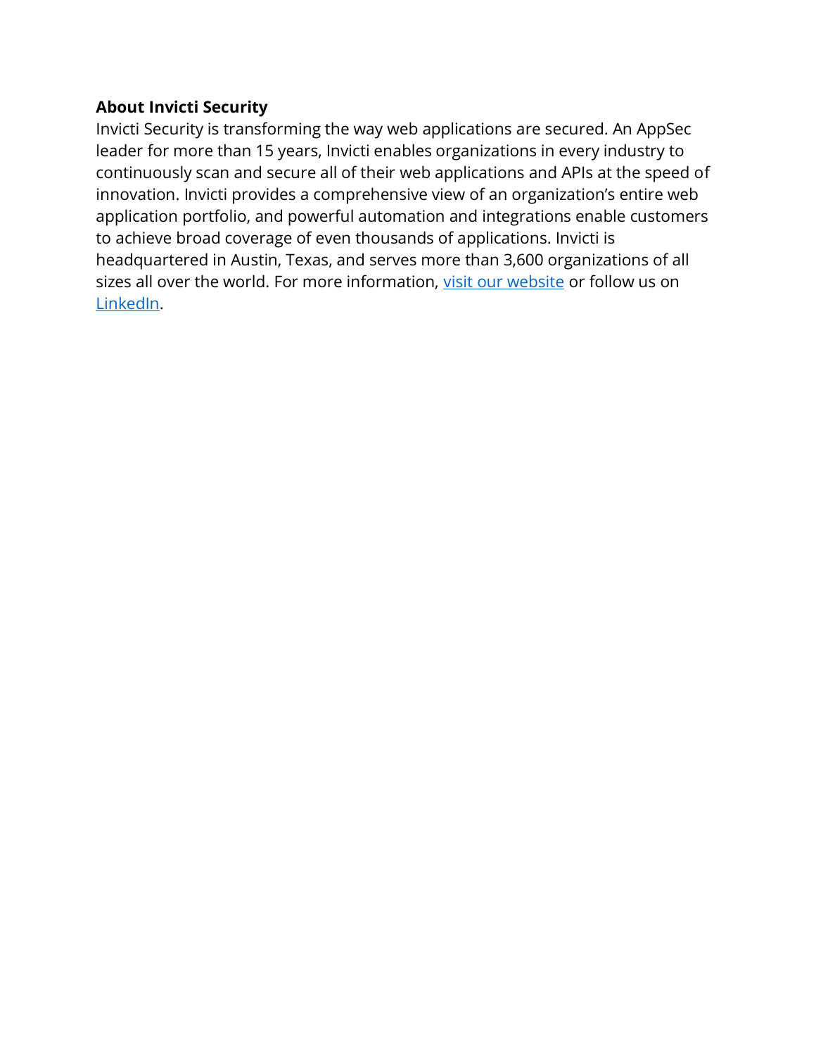**About Invicti Security**

Invicti Security is transforming the way web applications are secured. An AppSec leader for more than 15 years, Invicti enables organizations in every industry to continuously scan and secure all of their web applications and APIs at the speed of innovation. Invicti provides a comprehensive view of an organization's entire web application portfolio, and powerful automation and integrations enable customers to achieve broad coverage of even thousands of applications. Invicti is headquartered in Austin, Texas, and serves more than 3,600 organizations of all sizes all over the world. For more information, visit our website or follow us on LinkedIn.